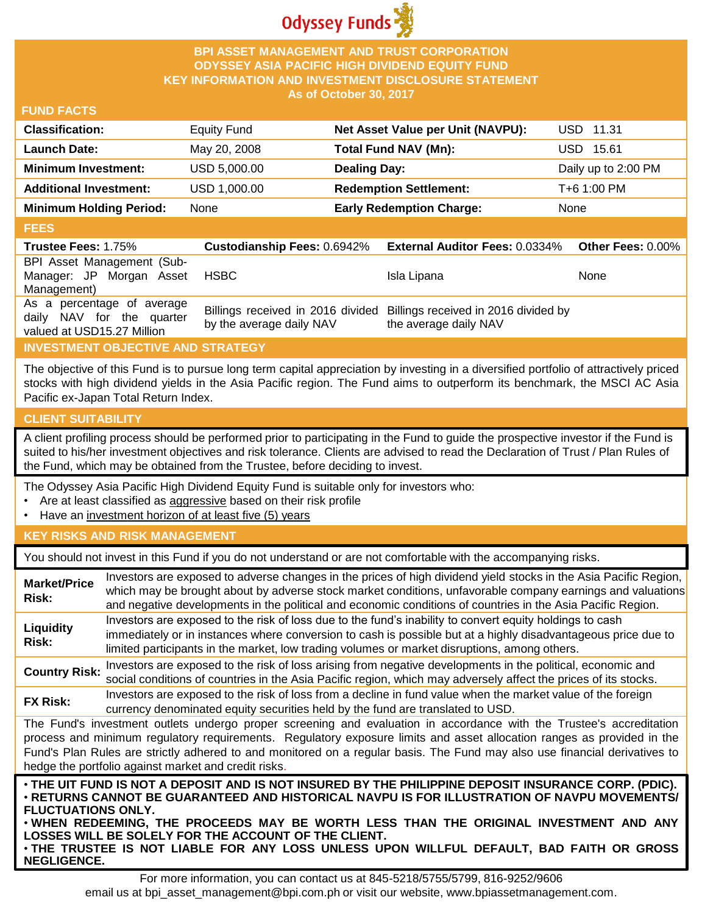Odyssey Funds

# BPI ASSET MANAGEMENT AND TRUST CORPORATION
# ODYSSEY ASIA PACIFIC HIGH DIVIDEND EQUITY FUND
# KEY INFORMATION AND INVESTMENT DISCLOSURE STATEMENT
As of October 30, 2017

## FUND FACTS

| | | | |
|---|---|---|---|
| **Classification:** | Equity Fund | **Net Asset Value per Unit (NAVPU):** | USD 11.31 |
| **Launch Date:** | May 20, 2008 | **Total Fund NAV (Mn):** | USD 15.61 |
| **Minimum Investment:** | USD 5,000.00 | **Dealing Day:** | Daily up to 2:00 PM |
| **Additional Investment:** | USD 1,000.00 | **Redemption Settlement:** | T+6 1:00 PM |
| **Minimum Holding Period:** | None | **Early Redemption Charge:** | None |

## FEES

| **Trustee Fees:** 1.75% | **Custodianship Fees:** 0.6942% | **External Auditor Fees:** 0.0334% | **Other Fees:** 0.00% |
|---|---|---|---|
| BPI Asset Management (Sub-Manager: JP Morgan Asset Management) | HSBC | Isla Lipana | None |
| As a percentage of average daily NAV for the quarter valued at USD15.27 Million | Billings received in 2016 divided by the average daily NAV | Billings received in 2016 divided by the average daily NAV | |

## INVESTMENT OBJECTIVE AND STRATEGY

The objective of this Fund is to pursue long term capital appreciation by investing in a diversified portfolio of attractively priced stocks with high dividend yields in the Asia Pacific region. The Fund aims to outperform its benchmark, the MSCI AC Asia Pacific ex-Japan Total Return Index.

## CLIENT SUITABILITY

A client profiling process should be performed prior to participating in the Fund to guide the prospective investor if the Fund is suited to his/her investment objectives and risk tolerance. Clients are advised to read the Declaration of Trust / Plan Rules of the Fund, which may be obtained from the Trustee, before deciding to invest.

The Odyssey Asia Pacific High Dividend Equity Fund is suitable only for investors who:

- Are at least classified as aggressive based on their risk profile
- Have an investment horizon of at least five (5) years

## KEY RISKS AND RISK MANAGEMENT

You should not invest in this Fund if you do not understand or are not comfortable with the accompanying risks.

| | |
|---|---|
| **Market/Price Risk:** | Investors are exposed to adverse changes in the prices of high dividend yield stocks in the Asia Pacific Region, which may be brought about by adverse stock market conditions, unfavorable company earnings and valuations and negative developments in the political and economic conditions of countries in the Asia Pacific Region. |
| **Liquidity Risk:** | Investors are exposed to the risk of loss due to the fund's inability to convert equity holdings to cash immediately or in instances where conversion to cash is possible but at a highly disadvantageous price due to limited participants in the market, low trading volumes or market disruptions, among others. |
| **Country Risk:** | Investors are exposed to the risk of loss arising from negative developments in the political, economic and social conditions of countries in the Asia Pacific region, which may adversely affect the prices of its stocks. |
| **FX Risk:** | Investors are exposed to the risk of loss from a decline in fund value when the market value of the foreign currency denominated equity securities held by the fund are translated to USD. |

The Fund's investment outlets undergo proper screening and evaluation in accordance with the Trustee's accreditation process and minimum regulatory requirements. Regulatory exposure limits and asset allocation ranges as provided in the Fund's Plan Rules are strictly adhered to and monitored on a regular basis. The Fund may also use financial derivatives to hedge the portfolio against market and credit risks.

**• THE UIT FUND IS NOT A DEPOSIT AND IS NOT INSURED BY THE PHILIPPINE DEPOSIT INSURANCE CORP. (PDIC).**
**• RETURNS CANNOT BE GUARANTEED AND HISTORICAL NAVPU IS FOR ILLUSTRATION OF NAVPU MOVEMENTS/ FLUCTUATIONS ONLY.**
**• WHEN REDEEMING, THE PROCEEDS MAY BE WORTH LESS THAN THE ORIGINAL INVESTMENT AND ANY LOSSES WILL BE SOLELY FOR THE ACCOUNT OF THE CLIENT.**
**• THE TRUSTEE IS NOT LIABLE FOR ANY LOSS UNLESS UPON WILLFUL DEFAULT, BAD FAITH OR GROSS NEGLIGENCE.**

For more information, you can contact us at 845-5218/5755/5799, 816-9252/9606
email us at bpi_asset_management@bpi.com.ph or visit our website, www.bpiassetmanagement.com.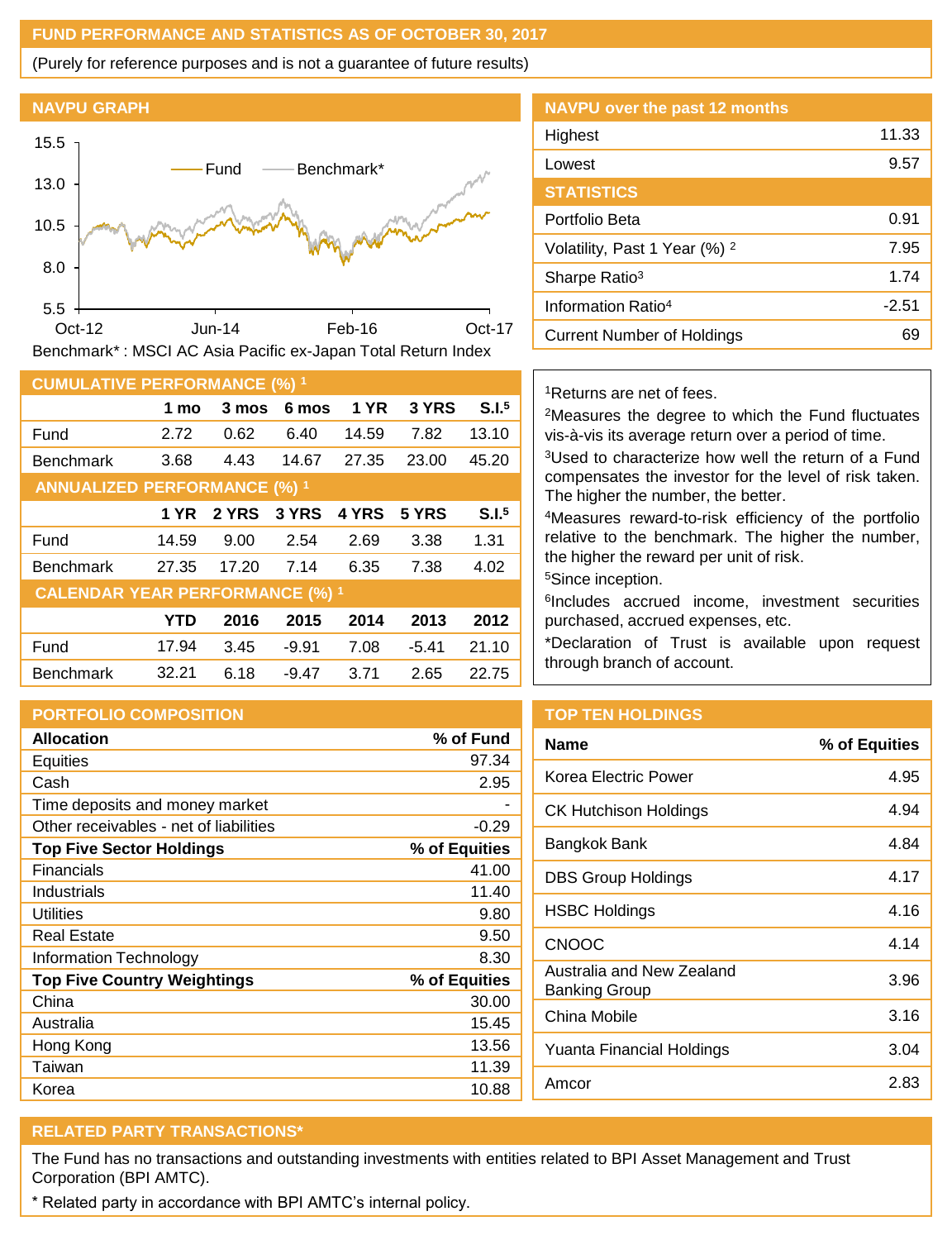## FUND PERFORMANCE AND STATISTICS AS OF OCTOBER 30, 2017

(Purely for reference purposes and is not a guarantee of future results)

### NAVPU GRAPH

Benchmark* : MSCI AC Asia Pacific ex-Japan Total Return Index

### NAVPU over the past 12 months

| | |
|---|---|
| Highest | 11.33 |
| Lowest | 9.57 |

### STATISTICS

| | |
|---|---|
| Portfolio Beta | 0.91 |
| Volatility, Past 1 Year (%) [2] | 7.95 |
| Sharpe Ratio[3] | 1.74 |
| Information Ratio[4] | -2.51 |
| Current Number of Holdings | 69 |

### CUMULATIVE PERFORMANCE (%) [1]

| | 1 mo | 3 mos | 6 mos | 1 YR | 3 YRS | S.I.[5] |
|---|---|---|---|---|---|---|
| Fund | 2.72 | 0.62 | 6.40 | 14.59 | 7.82 | 13.10 |
| Benchmark | 3.68 | 4.43 | 14.67 | 27.35 | 23.00 | 45.20 |

### ANNUALIZED PERFORMANCE (%) [1]

| | 1 YR | 2 YRS | 3 YRS | 4 YRS | 5 YRS | S.I.[5] |
|---|---|---|---|---|---|---|
| Fund | 14.59 | 9.00 | 2.54 | 2.69 | 3.38 | 1.31 |
| Benchmark | 27.35 | 17.20 | 7.14 | 6.35 | 7.38 | 4.02 |

### CALENDAR YEAR PERFORMANCE (%) [1]

| | YTD | 2016 | 2015 | 2014 | 2013 | 2012 |
|---|---|---|---|---|---|---|
| Fund | 17.94 | 3.45 | -9.91 | 7.08 | -5.41 | 21.10 |
| Benchmark | 32.21 | 6.18 | -9.47 | 3.71 | 2.65 | 22.75 |

[1]Returns are net of fees.
[2]Measures the degree to which the Fund fluctuates vis-à-vis its average return over a period of time.
[3]Used to characterize how well the return of a Fund compensates the investor for the level of risk taken. The higher the number, the better.
[4]Measures reward-to-risk efficiency of the portfolio relative to the benchmark. The higher the number, the higher the reward per unit of risk.
[5]Since inception.
[6]Includes accrued income, investment securities purchased, accrued expenses, etc.
*Declaration of Trust is available upon request through branch of account.

### PORTFOLIO COMPOSITION

| Allocation | % of Fund |
|---|---|
| Equities | 97.34 |
| Cash | 2.95 |
| Time deposits and money market | - |
| Other receivables - net of liabilities | -0.29 |
| **Top Five Sector Holdings** | **% of Equities** |
| Financials | 41.00 |
| Industrials | 11.40 |
| Utilities | 9.80 |
| Real Estate | 9.50 |
| Information Technology | 8.30 |
| **Top Five Country Weightings** | **% of Equities** |
| China | 30.00 |
| Australia | 15.45 |
| Hong Kong | 13.56 |
| Taiwan | 11.39 |
| Korea | 10.88 |

### TOP TEN HOLDINGS

| Name | % of Equities |
|---|---|
| Korea Electric Power | 4.95 |
| CK Hutchison Holdings | 4.94 |
| Bangkok Bank | 4.84 |
| DBS Group Holdings | 4.17 |
| HSBC Holdings | 4.16 |
| CNOOC | 4.14 |
| Australia and New Zealand Banking Group | 3.96 |
| China Mobile | 3.16 |
| Yuanta Financial Holdings | 3.04 |
| Amcor | 2.83 |

### RELATED PARTY TRANSACTIONS*

The Fund has no transactions and outstanding investments with entities related to BPI Asset Management and Trust Corporation (BPI AMTC).

* Related party in accordance with BPI AMTC's internal policy.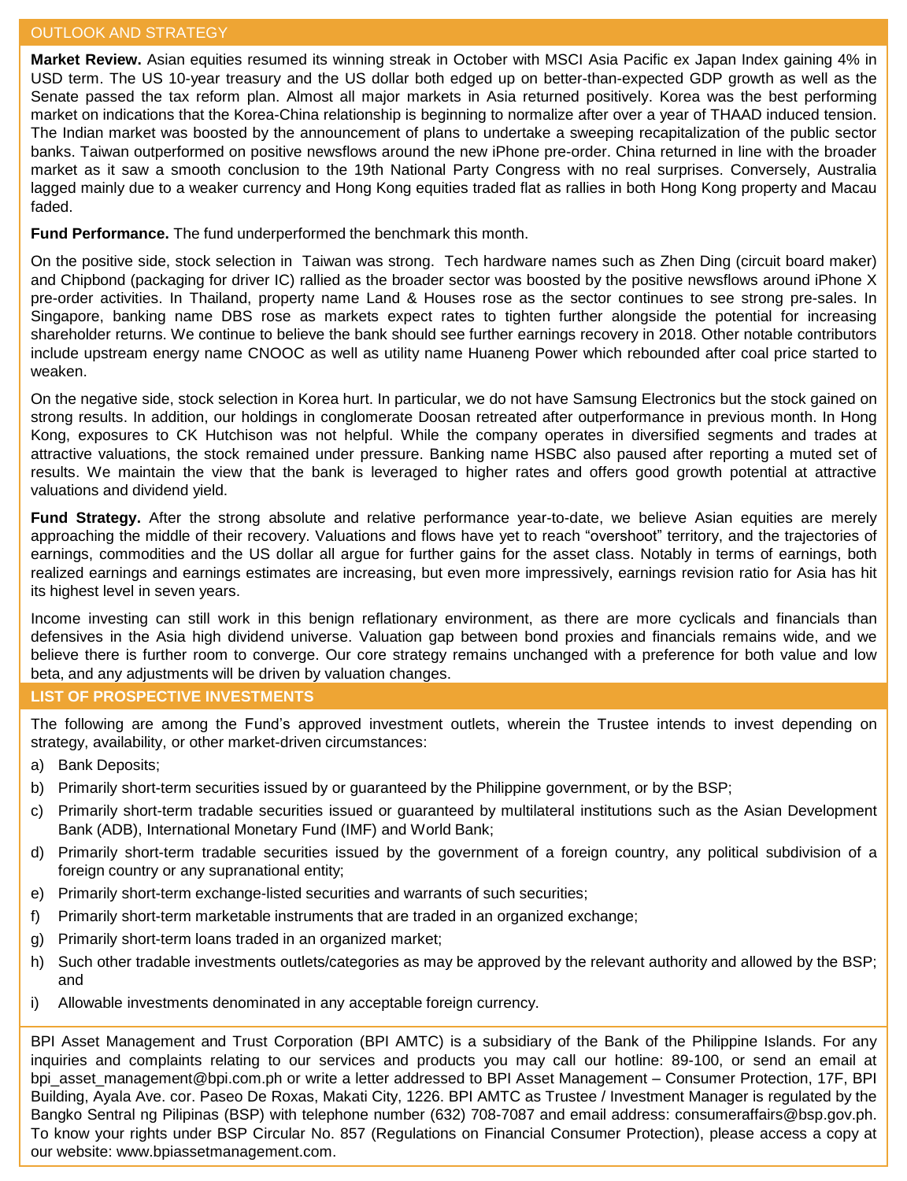## OUTLOOK AND STRATEGY

**Market Review.** Asian equities resumed its winning streak in October with MSCI Asia Pacific ex Japan Index gaining 4% in USD term. The US 10-year treasury and the US dollar both edged up on better-than-expected GDP growth as well as the Senate passed the tax reform plan. Almost all major markets in Asia returned positively. Korea was the best performing market on indications that the Korea-China relationship is beginning to normalize after over a year of THAAD induced tension. The Indian market was boosted by the announcement of plans to undertake a sweeping recapitalization of the public sector banks. Taiwan outperformed on positive newsflows around the new iPhone pre-order. China returned in line with the broader market as it saw a smooth conclusion to the 19th National Party Congress with no real surprises. Conversely, Australia lagged mainly due to a weaker currency and Hong Kong equities traded flat as rallies in both Hong Kong property and Macau faded.

**Fund Performance.** The fund underperformed the benchmark this month.

On the positive side, stock selection in Taiwan was strong. Tech hardware names such as Zhen Ding (circuit board maker) and Chipbond (packaging for driver IC) rallied as the broader sector was boosted by the positive newsflows around iPhone X pre-order activities. In Thailand, property name Land & Houses rose as the sector continues to see strong pre-sales. In Singapore, banking name DBS rose as markets expect rates to tighten further alongside the potential for increasing shareholder returns. We continue to believe the bank should see further earnings recovery in 2018. Other notable contributors include upstream energy name CNOOC as well as utility name Huaneng Power which rebounded after coal price started to weaken.

On the negative side, stock selection in Korea hurt. In particular, we do not have Samsung Electronics but the stock gained on strong results. In addition, our holdings in conglomerate Doosan retreated after outperformance in previous month. In Hong Kong, exposures to CK Hutchison was not helpful. While the company operates in diversified segments and trades at attractive valuations, the stock remained under pressure. Banking name HSBC also paused after reporting a muted set of results. We maintain the view that the bank is leveraged to higher rates and offers good growth potential at attractive valuations and dividend yield.

**Fund Strategy.** After the strong absolute and relative performance year-to-date, we believe Asian equities are merely approaching the middle of their recovery. Valuations and flows have yet to reach "overshoot" territory, and the trajectories of earnings, commodities and the US dollar all argue for further gains for the asset class. Notably in terms of earnings, both realized earnings and earnings estimates are increasing, but even more impressively, earnings revision ratio for Asia has hit its highest level in seven years.

Income investing can still work in this benign reflationary environment, as there are more cyclicals and financials than defensives in the Asia high dividend universe. Valuation gap between bond proxies and financials remains wide, and we believe there is further room to converge. Our core strategy remains unchanged with a preference for both value and low beta, and any adjustments will be driven by valuation changes.

## LIST OF PROSPECTIVE INVESTMENTS

The following are among the Fund's approved investment outlets, wherein the Trustee intends to invest depending on strategy, availability, or other market-driven circumstances:

a) Bank Deposits;
b) Primarily short-term securities issued by or guaranteed by the Philippine government, or by the BSP;
c) Primarily short-term tradable securities issued or guaranteed by multilateral institutions such as the Asian Development Bank (ADB), International Monetary Fund (IMF) and World Bank;
d) Primarily short-term tradable securities issued by the government of a foreign country, any political subdivision of a foreign country or any supranational entity;
e) Primarily short-term exchange-listed securities and warrants of such securities;
f) Primarily short-term marketable instruments that are traded in an organized exchange;
g) Primarily short-term loans traded in an organized market;
h) Such other tradable investments outlets/categories as may be approved by the relevant authority and allowed by the BSP; and
i) Allowable investments denominated in any acceptable foreign currency.

BPI Asset Management and Trust Corporation (BPI AMTC) is a subsidiary of the Bank of the Philippine Islands. For any inquiries and complaints relating to our services and products you may call our hotline: 89-100, or send an email at bpi_asset_management@bpi.com.ph or write a letter addressed to BPI Asset Management – Consumer Protection, 17F, BPI Building, Ayala Ave. cor. Paseo De Roxas, Makati City, 1226. BPI AMTC as Trustee / Investment Manager is regulated by the Bangko Sentral ng Pilipinas (BSP) with telephone number (632) 708-7087 and email address: consumeraffairs@bsp.gov.ph. To know your rights under BSP Circular No. 857 (Regulations on Financial Consumer Protection), please access a copy at our website: www.bpiassetmanagement.com.